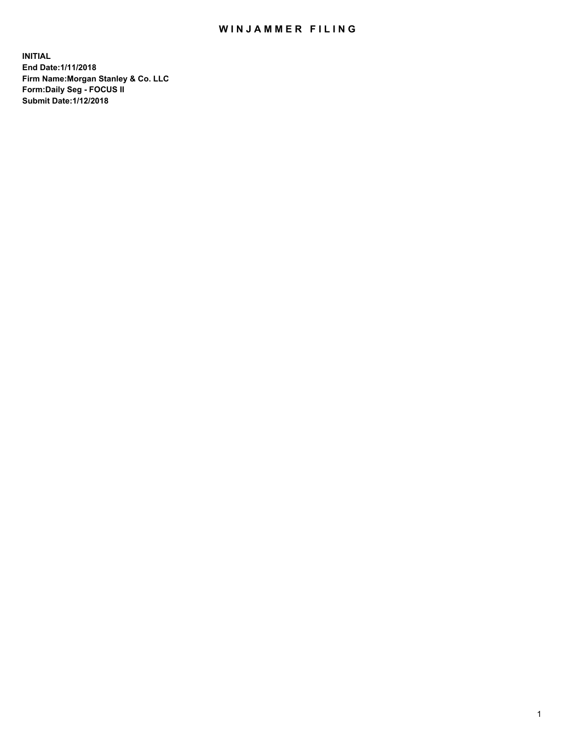# WINJAMMER FILING

**INITIAL**
**End Date:1/11/2018**
**Firm Name:Morgan Stanley & Co. LLC**
**Form:Daily Seg - FOCUS II**
**Submit Date:1/12/2018**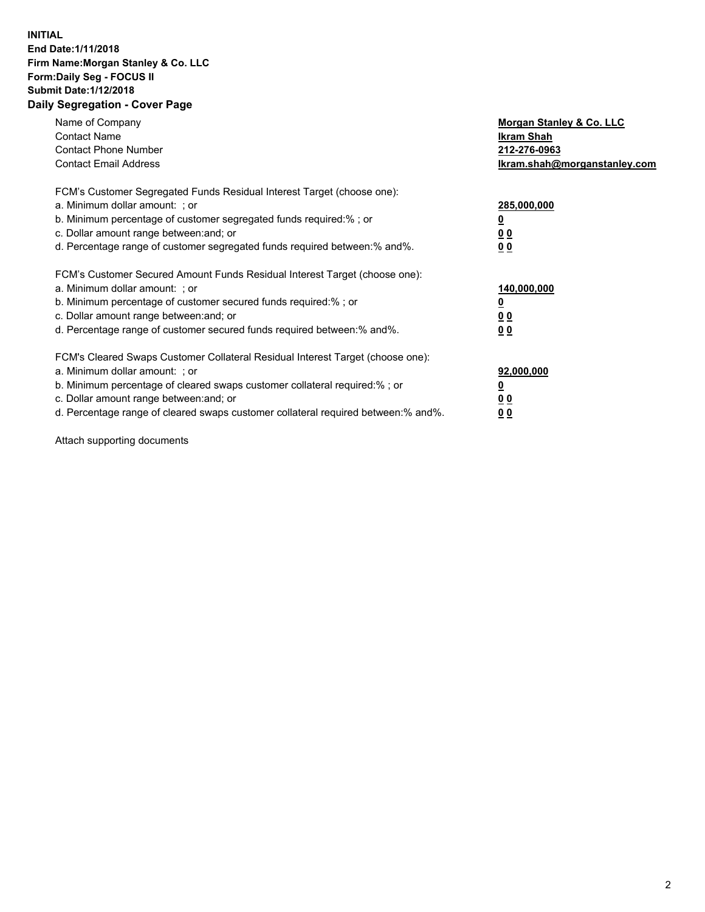**INITIAL**
**End Date:1/11/2018**
**Firm Name:Morgan Stanley & Co. LLC**
**Form:Daily Seg - FOCUS II**
**Submit Date:1/12/2018**

## Daily Segregation - Cover Page

| | |
|---|---|
| Name of Company | **Morgan Stanley & Co. LLC** |
| Contact Name | **Ikram Shah** |
| Contact Phone Number | **212-276-0963** |
| Contact Email Address | **Ikram.shah@morganstanley.com** |

| | |
|---|---|
| FCM's Customer Segregated Funds Residual Interest Target (choose one): | |
| a. Minimum dollar amount: ; or | **285,000,000** |
| b. Minimum percentage of customer segregated funds required:% ; or | **0** |
| c. Dollar amount range between:and; or | **0 0** |
| d. Percentage range of customer segregated funds required between:% and%. | **0 0** |

| | |
|---|---|
| FCM's Customer Secured Amount Funds Residual Interest Target (choose one): | |
| a. Minimum dollar amount: ; or | **140,000,000** |
| b. Minimum percentage of customer secured funds required:% ; or | **0** |
| c. Dollar amount range between:and; or | **0 0** |
| d. Percentage range of customer secured funds required between:% and%. | **0 0** |

| | |
|---|---|
| FCM's Cleared Swaps Customer Collateral Residual Interest Target (choose one): | |
| a. Minimum dollar amount: ; or | **92,000,000** |
| b. Minimum percentage of cleared swaps customer collateral required:% ; or | **0** |
| c. Dollar amount range between:and; or | **0 0** |
| d. Percentage range of cleared swaps customer collateral required between:% and%. | **0 0** |

Attach supporting documents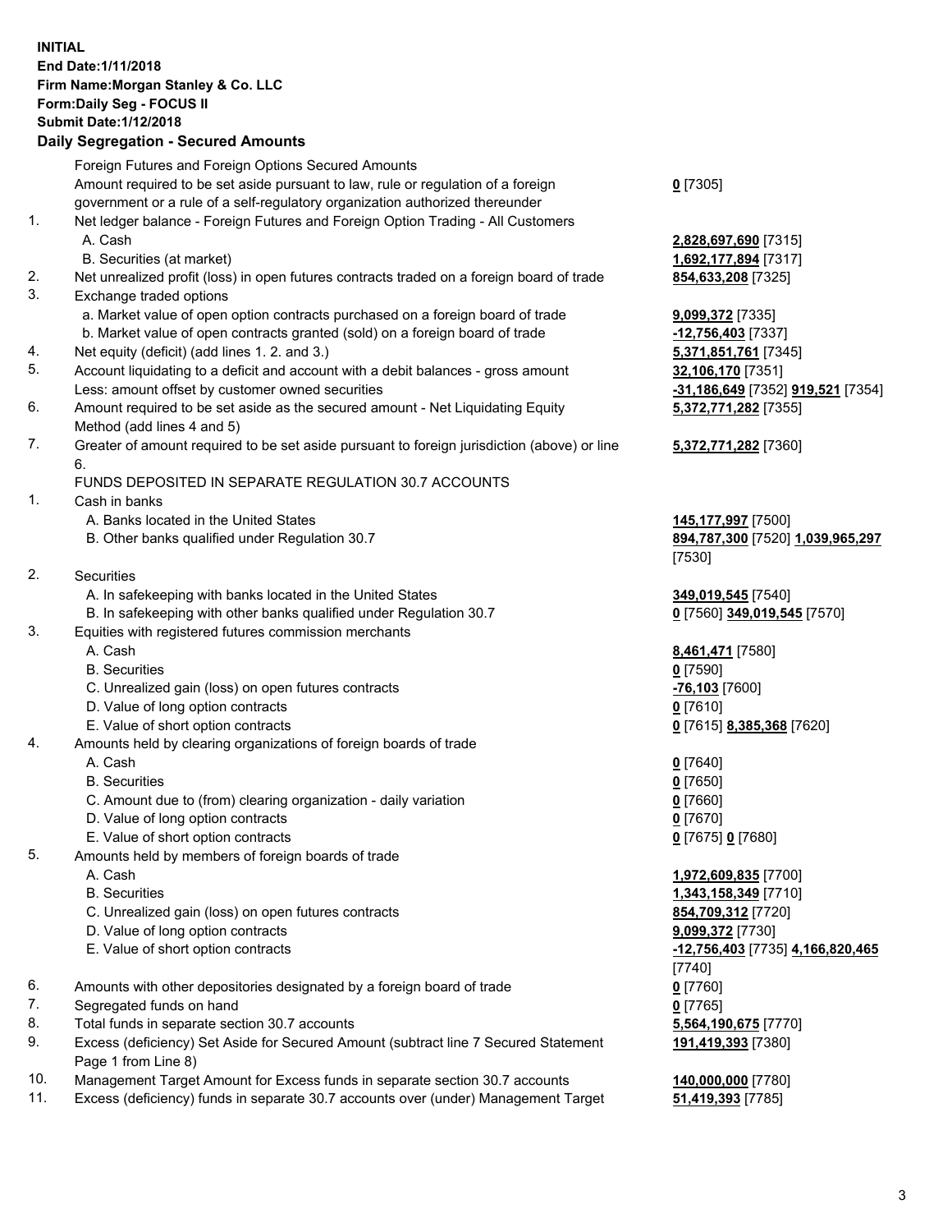**INITIAL**
**End Date:1/11/2018**
**Firm Name:Morgan Stanley & Co. LLC**
**Form:Daily Seg - FOCUS II**
**Submit Date:1/12/2018**
**Daily Segregation - Secured Amounts**

| | | |
|---|---|---|
| | Foreign Futures and Foreign Options Secured Amounts | |
| | Amount required to be set aside pursuant to law, rule or regulation of a foreign government or a rule of a self-regulatory organization authorized thereunder | **0** [7305] |
| 1. | Net ledger balance - Foreign Futures and Foreign Option Trading - All Customers | |
| | A. Cash | **2,828,697,690** [7315] |
| | B. Securities (at market) | **1,692,177,894** [7317] |
| 2. | Net unrealized profit (loss) in open futures contracts traded on a foreign board of trade | **854,633,208** [7325] |
| 3. | Exchange traded options | |
| | a. Market value of open option contracts purchased on a foreign board of trade | **9,099,372** [7335] |
| | b. Market value of open contracts granted (sold) on a foreign board of trade | **-12,756,403** [7337] |
| 4. | Net equity (deficit) (add lines 1. 2. and 3.) | **5,371,851,761** [7345] |
| 5. | Account liquidating to a deficit and account with a debit balances - gross amount | **32,106,170** [7351] |
| | Less: amount offset by customer owned securities | **-31,186,649** [7352] **919,521** [7354] |
| 6. | Amount required to be set aside as the secured amount - Net Liquidating Equity Method (add lines 4 and 5) | **5,372,771,282** [7355] |
| 7. | Greater of amount required to be set aside pursuant to foreign jurisdiction (above) or line 6. | **5,372,771,282** [7360] |
| | FUNDS DEPOSITED IN SEPARATE REGULATION 30.7 ACCOUNTS | |
| 1. | Cash in banks | |
| | A. Banks located in the United States | **145,177,997** [7500] |
| | B. Other banks qualified under Regulation 30.7 | **894,787,300** [7520] **1,039,965,297** [7530] |
| 2. | Securities | |
| | A. In safekeeping with banks located in the United States | **349,019,545** [7540] |
| | B. In safekeeping with other banks qualified under Regulation 30.7 | **0** [7560] **349,019,545** [7570] |
| 3. | Equities with registered futures commission merchants | |
| | A. Cash | **8,461,471** [7580] |
| | B. Securities | **0** [7590] |
| | C. Unrealized gain (loss) on open futures contracts | **-76,103** [7600] |
| | D. Value of long option contracts | **0** [7610] |
| | E. Value of short option contracts | **0** [7615] **8,385,368** [7620] |
| 4. | Amounts held by clearing organizations of foreign boards of trade | |
| | A. Cash | **0** [7640] |
| | B. Securities | **0** [7650] |
| | C. Amount due to (from) clearing organization - daily variation | **0** [7660] |
| | D. Value of long option contracts | **0** [7670] |
| | E. Value of short option contracts | **0** [7675] **0** [7680] |
| 5. | Amounts held by members of foreign boards of trade | |
| | A. Cash | **1,972,609,835** [7700] |
| | B. Securities | **1,343,158,349** [7710] |
| | C. Unrealized gain (loss) on open futures contracts | **854,709,312** [7720] |
| | D. Value of long option contracts | **9,099,372** [7730] |
| | E. Value of short option contracts | **-12,756,403** [7735] **4,166,820,465** [7740] |
| 6. | Amounts with other depositories designated by a foreign board of trade | **0** [7760] |
| 7. | Segregated funds on hand | **0** [7765] |
| 8. | Total funds in separate section 30.7 accounts | **5,564,190,675** [7770] |
| 9. | Excess (deficiency) Set Aside for Secured Amount (subtract line 7 Secured Statement Page 1 from Line 8) | **191,419,393** [7380] |
| 10. | Management Target Amount for Excess funds in separate section 30.7 accounts | **140,000,000** [7780] |
| 11. | Excess (deficiency) funds in separate 30.7 accounts over (under) Management Target | **51,419,393** [7785] |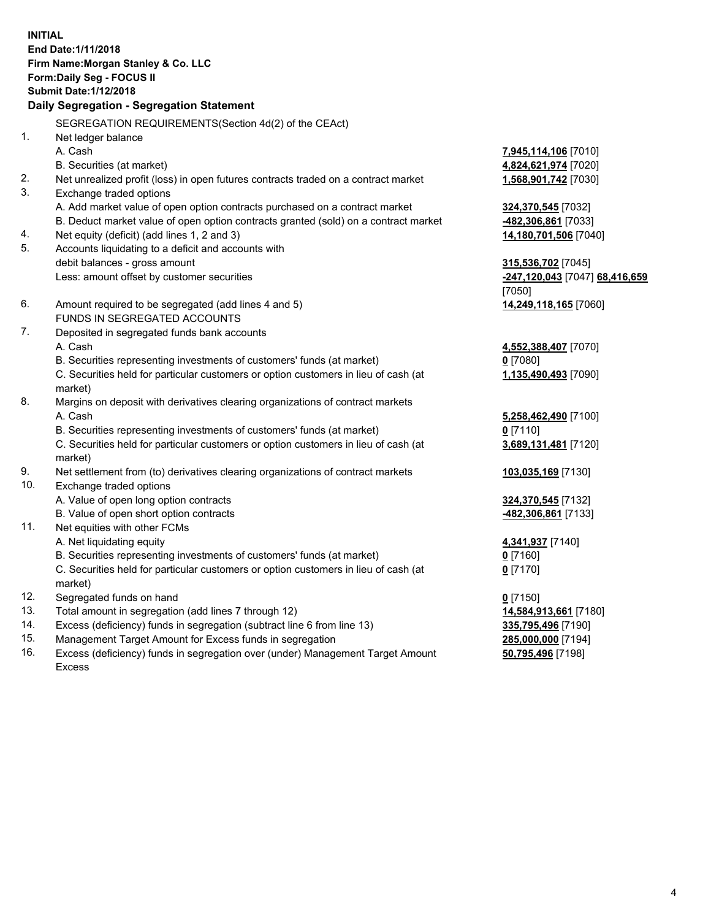**INITIAL**
**End Date:1/11/2018**
**Firm Name:Morgan Stanley & Co. LLC**
**Form:Daily Seg - FOCUS II**
**Submit Date:1/12/2018**

## Daily Segregation - Segregation Statement

SEGREGATION REQUIREMENTS(Section 4d(2) of the CEAct)

| | | |
|---|---|---|
| 1. | Net ledger balance | |
| | A. Cash | **7,945,114,106** [7010] |
| | B. Securities (at market) | **4,824,621,974** [7020] |
| 2. | Net unrealized profit (loss) in open futures contracts traded on a contract market | **1,568,901,742** [7030] |
| 3. | Exchange traded options | |
| | A. Add market value of open option contracts purchased on a contract market | **324,370,545** [7032] |
| | B. Deduct market value of open option contracts granted (sold) on a contract market | **-482,306,861** [7033] |
| 4. | Net equity (deficit) (add lines 1, 2 and 3) | **14,180,701,506** [7040] |
| 5. | Accounts liquidating to a deficit and accounts with debit balances - gross amount | **315,536,702** [7045] |
| | Less: amount offset by customer securities | **-247,120,043** [7047] **68,416,659** [7050] |
| 6. | Amount required to be segregated (add lines 4 and 5) | **14,249,118,165** [7060] |
| | FUNDS IN SEGREGATED ACCOUNTS | |
| 7. | Deposited in segregated funds bank accounts | |
| | A. Cash | **4,552,388,407** [7070] |
| | B. Securities representing investments of customers' funds (at market) | **0** [7080] |
| | C. Securities held for particular customers or option customers in lieu of cash (at market) | **1,135,490,493** [7090] |
| 8. | Margins on deposit with derivatives clearing organizations of contract markets | |
| | A. Cash | **5,258,462,490** [7100] |
| | B. Securities representing investments of customers' funds (at market) | **0** [7110] |
| | C. Securities held for particular customers or option customers in lieu of cash (at market) | **3,689,131,481** [7120] |
| 9. | Net settlement from (to) derivatives clearing organizations of contract markets | **103,035,169** [7130] |
| 10. | Exchange traded options | |
| | A. Value of open long option contracts | **324,370,545** [7132] |
| | B. Value of open short option contracts | **-482,306,861** [7133] |
| 11. | Net equities with other FCMs | |
| | A. Net liquidating equity | **4,341,937** [7140] |
| | B. Securities representing investments of customers' funds (at market) | **0** [7160] |
| | C. Securities held for particular customers or option customers in lieu of cash (at market) | **0** [7170] |
| 12. | Segregated funds on hand | **0** [7150] |
| 13. | Total amount in segregation (add lines 7 through 12) | **14,584,913,661** [7180] |
| 14. | Excess (deficiency) funds in segregation (subtract line 6 from line 13) | **335,795,496** [7190] |
| 15. | Management Target Amount for Excess funds in segregation | **285,000,000** [7194] |
| 16. | Excess (deficiency) funds in segregation over (under) Management Target Amount Excess | **50,795,496** [7198] |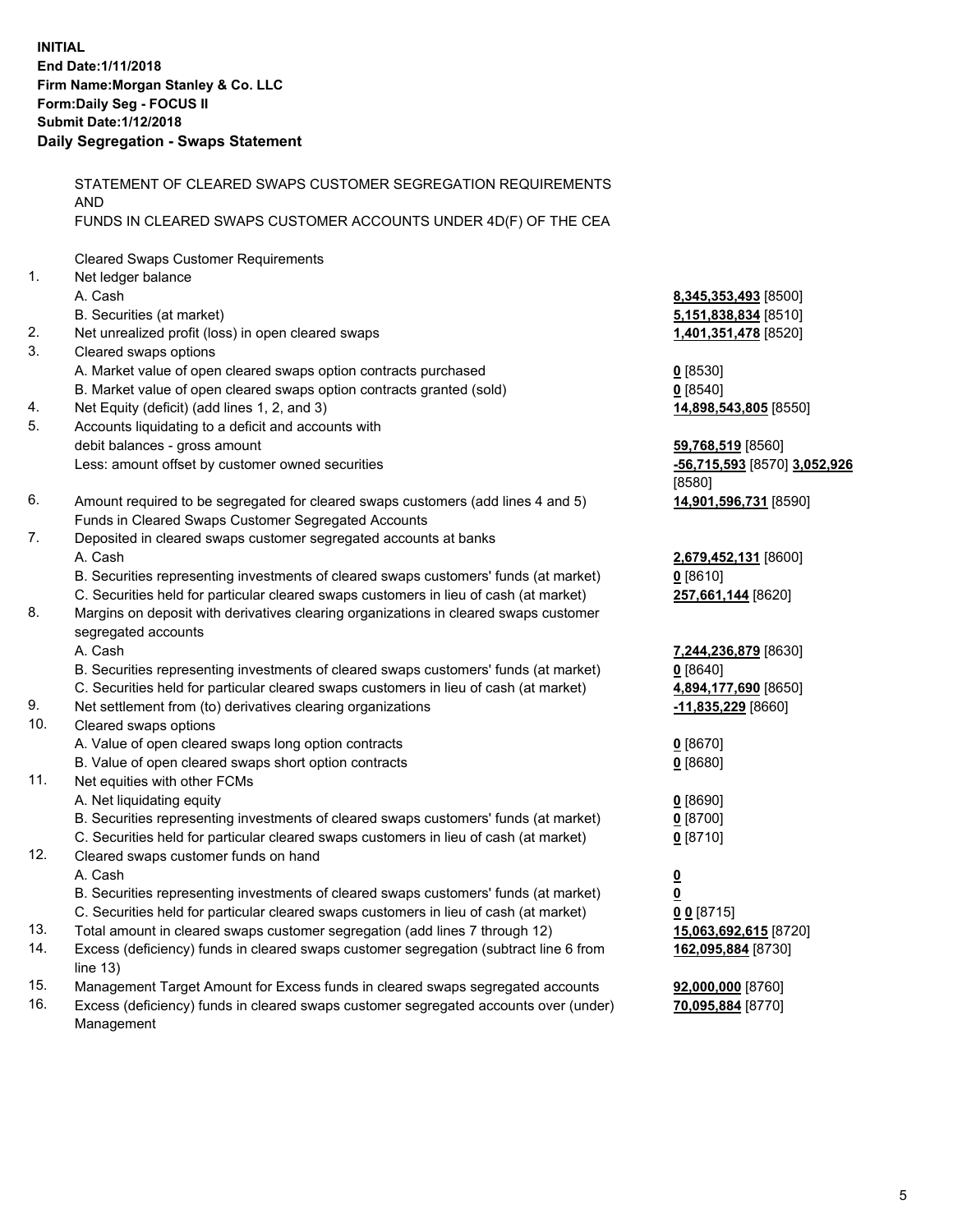**INITIAL**
**End Date:1/11/2018**
**Firm Name:Morgan Stanley & Co. LLC**
**Form:Daily Seg - FOCUS II**
**Submit Date:1/12/2018**
**Daily Segregation - Swaps Statement**

STATEMENT OF CLEARED SWAPS CUSTOMER SEGREGATION REQUIREMENTS AND FUNDS IN CLEARED SWAPS CUSTOMER ACCOUNTS UNDER 4D(F) OF THE CEA

| | | |
|---|---|---|
| | Cleared Swaps Customer Requirements | |
| 1. | Net ledger balance | |
| | A. Cash | 8,345,353,493 [8500] |
| | B. Securities (at market) | 5,151,838,834 [8510] |
| 2. | Net unrealized profit (loss) in open cleared swaps | 1,401,351,478 [8520] |
| 3. | Cleared swaps options | |
| | A. Market value of open cleared swaps option contracts purchased | 0 [8530] |
| | B. Market value of open cleared swaps option contracts granted (sold) | 0 [8540] |
| 4. | Net Equity (deficit) (add lines 1, 2, and 3) | 14,898,543,805 [8550] |
| 5. | Accounts liquidating to a deficit and accounts with debit balances - gross amount | 59,768,519 [8560] |
| | Less: amount offset by customer owned securities | -56,715,593 [8570] 3,052,926 [8580] |
| 6. | Amount required to be segregated for cleared swaps customers (add lines 4 and 5) | 14,901,596,731 [8590] |
| | Funds in Cleared Swaps Customer Segregated Accounts | |
| 7. | Deposited in cleared swaps customer segregated accounts at banks | |
| | A. Cash | 2,679,452,131 [8600] |
| | B. Securities representing investments of cleared swaps customers' funds (at market) | 0 [8610] |
| | C. Securities held for particular cleared swaps customers in lieu of cash (at market) | 257,661,144 [8620] |
| 8. | Margins on deposit with derivatives clearing organizations in cleared swaps customer segregated accounts | |
| | A. Cash | 7,244,236,879 [8630] |
| | B. Securities representing investments of cleared swaps customers' funds (at market) | 0 [8640] |
| | C. Securities held for particular cleared swaps customers in lieu of cash (at market) | 4,894,177,690 [8650] |
| 9. | Net settlement from (to) derivatives clearing organizations | -11,835,229 [8660] |
| 10. | Cleared swaps options | |
| | A. Value of open cleared swaps long option contracts | 0 [8670] |
| | B. Value of open cleared swaps short option contracts | 0 [8680] |
| 11. | Net equities with other FCMs | |
| | A. Net liquidating equity | 0 [8690] |
| | B. Securities representing investments of cleared swaps customers' funds (at market) | 0 [8700] |
| | C. Securities held for particular cleared swaps customers in lieu of cash (at market) | 0 [8710] |
| 12. | Cleared swaps customer funds on hand | |
| | A. Cash | 0 |
| | B. Securities representing investments of cleared swaps customers' funds (at market) | 0 |
| | C. Securities held for particular cleared swaps customers in lieu of cash (at market) | 0 0 [8715] |
| 13. | Total amount in cleared swaps customer segregation (add lines 7 through 12) | 15,063,692,615 [8720] |
| 14. | Excess (deficiency) funds in cleared swaps customer segregation (subtract line 6 from line 13) | 162,095,884 [8730] |
| 15. | Management Target Amount for Excess funds in cleared swaps segregated accounts | 92,000,000 [8760] |
| 16. | Excess (deficiency) funds in cleared swaps customer segregated accounts over (under) Management | 70,095,884 [8770] |